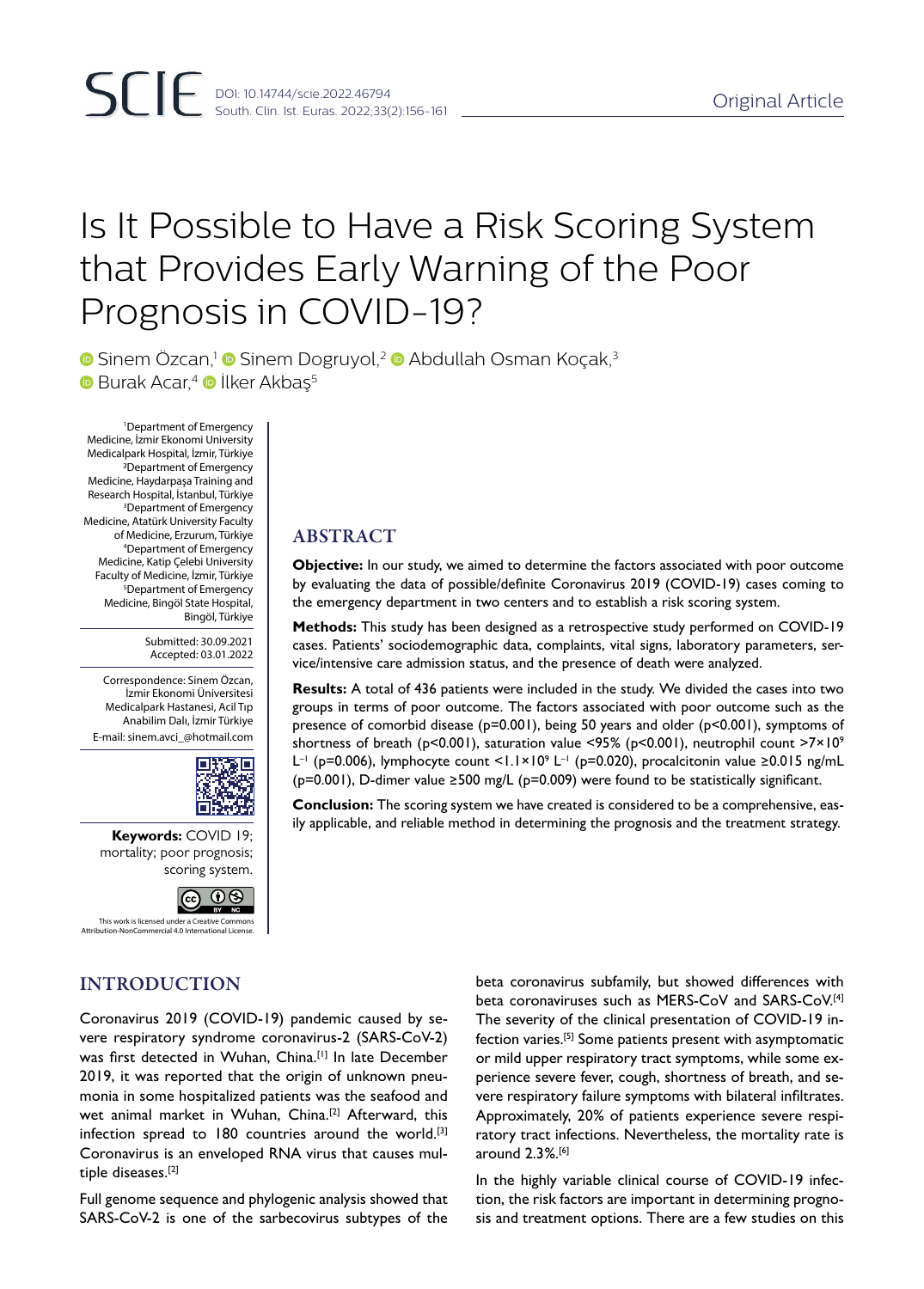Original Article

# Is It Possible to Have a Risk Scoring System that Provides Early Warning of the Poor Prognosis in COVID-19?

Sinem Özcan,[1] Sinem Dogruyol,[2] Abdullah Osman Koçak,[3] Burak Acar,[4] İlker Akbaş[5]

[1]Department of Emergency Medicine, İzmir Ekonomi University Medicalpark Hospital, İzmir, Türkiye
[2]Department of Emergency Medicine, Haydarpaşa Training and Research Hospital, İstanbul, Türkiye
[3]Department of Emergency Medicine, Atatürk University Faculty of Medicine, Erzurum, Türkiye
[4]Department of Emergency Medicine, Katip Çelebi University Faculty of Medicine, İzmir, Türkiye
[5]Department of Emergency Medicine, Bingöl State Hospital, Bingöl, Türkiye

Submitted: 30.09.2021
Accepted: 03.01.2022

Correspondence: Sinem Özcan, İzmir Ekonomi Üniversitesi Medicalpark Hastanesi, Acil Tıp Anabilim Dalı, İzmir Türkiye
E-mail: sinem.avci_@hotmail.com

**Keywords:** COVID 19; mortality; poor prognosis; scoring system.

This work is licensed under a Creative Commons Attribution-NonCommercial 4.0 International License.

## ABSTRACT

**Objective:** In our study, we aimed to determine the factors associated with poor outcome by evaluating the data of possible/definite Coronavirus 2019 (COVID-19) cases coming to the emergency department in two centers and to establish a risk scoring system.

**Methods:** This study has been designed as a retrospective study performed on COVID-19 cases. Patients' sociodemographic data, complaints, vital signs, laboratory parameters, service/intensive care admission status, and the presence of death were analyzed.

**Results:** A total of 436 patients were included in the study. We divided the cases into two groups in terms of poor outcome. The factors associated with poor outcome such as the presence of comorbid disease ($p=0.001$), being 50 years and older ($p<0.001$), symptoms of shortness of breath ($p<0.001$), saturation value <95% ($p<0.001$), neutrophil count $>7\times10^9$ $L^{-1}$ ($p=0.006$), lymphocyte count $<1.1\times10^9$ $L^{-1}$ ($p=0.020$), procalcitonin value ≥0.015 ng/mL ($p=0.001$), D-dimer value ≥500 mg/L ($p=0.009$) were found to be statistically significant.

**Conclusion:** The scoring system we have created is considered to be a comprehensive, easily applicable, and reliable method in determining the prognosis and the treatment strategy.

## INTRODUCTION

Coronavirus 2019 (COVID-19) pandemic caused by severe respiratory syndrome coronavirus-2 (SARS-CoV-2) was first detected in Wuhan, China.[1] In late December 2019, it was reported that the origin of unknown pneumonia in some hospitalized patients was the seafood and wet animal market in Wuhan, China.[2] Afterward, this infection spread to 180 countries around the world.[3] Coronavirus is an enveloped RNA virus that causes multiple diseases.[2]

Full genome sequence and phylogenic analysis showed that SARS-CoV-2 is one of the sarbecovirus subtypes of the beta coronavirus subfamily, but showed differences with beta coronaviruses such as MERS-CoV and SARS-CoV.[4] The severity of the clinical presentation of COVID-19 infection varies.[5] Some patients present with asymptomatic or mild upper respiratory tract symptoms, while some experience severe fever, cough, shortness of breath, and severe respiratory failure symptoms with bilateral infiltrates. Approximately, 20% of patients experience severe respiratory tract infections. Nevertheless, the mortality rate is around 2.3%.[6]

In the highly variable clinical course of COVID-19 infection, the risk factors are important in determining prognosis and treatment options. There are a few studies on this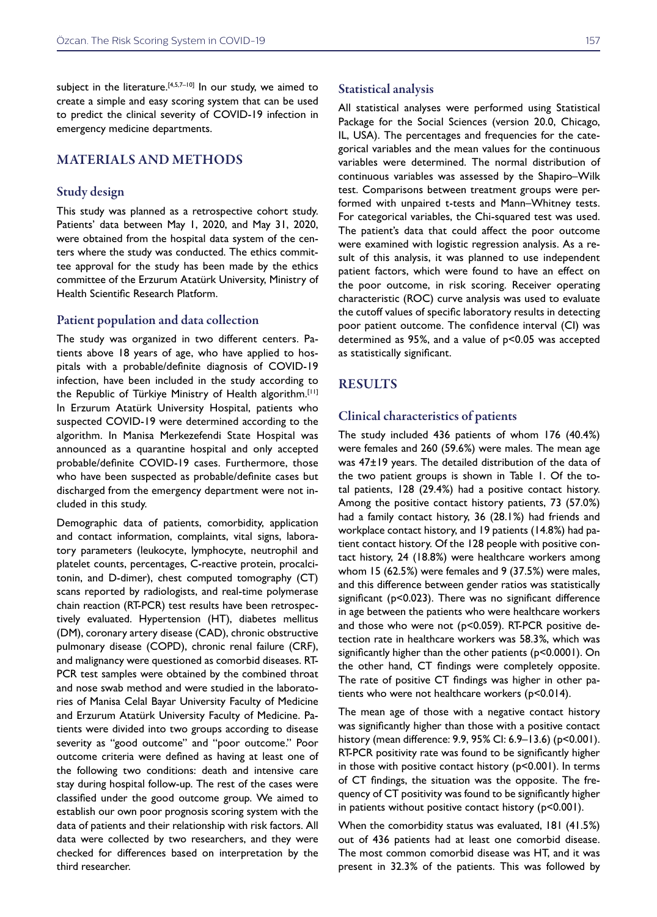subject in the literature.[4,5,7–10] In our study, we aimed to create a simple and easy scoring system that can be used to predict the clinical severity of COVID-19 infection in emergency medicine departments.

## MATERIALS AND METHODS

### Study design

This study was planned as a retrospective cohort study. Patients' data between May 1, 2020, and May 31, 2020, were obtained from the hospital data system of the centers where the study was conducted. The ethics committee approval for the study has been made by the ethics committee of the Erzurum Atatürk University, Ministry of Health Scientific Research Platform.

### Patient population and data collection

The study was organized in two different centers. Patients above 18 years of age, who have applied to hospitals with a probable/definite diagnosis of COVID-19 infection, have been included in the study according to the Republic of Türkiye Ministry of Health algorithm.[11] In Erzurum Atatürk University Hospital, patients who suspected COVID-19 were determined according to the algorithm. In Manisa Merkezefendi State Hospital was announced as a quarantine hospital and only accepted probable/definite COVID-19 cases. Furthermore, those who have been suspected as probable/definite cases but discharged from the emergency department were not included in this study.

Demographic data of patients, comorbidity, application and contact information, complaints, vital signs, laboratory parameters (leukocyte, lymphocyte, neutrophil and platelet counts, percentages, C-reactive protein, procalcitonin, and D-dimer), chest computed tomography (CT) scans reported by radiologists, and real-time polymerase chain reaction (RT-PCR) test results have been retrospectively evaluated. Hypertension (HT), diabetes mellitus (DM), coronary artery disease (CAD), chronic obstructive pulmonary disease (COPD), chronic renal failure (CRF), and malignancy were questioned as comorbid diseases. RT-PCR test samples were obtained by the combined throat and nose swab method and were studied in the laboratories of Manisa Celal Bayar University Faculty of Medicine and Erzurum Atatürk University Faculty of Medicine. Patients were divided into two groups according to disease severity as "good outcome" and "poor outcome." Poor outcome criteria were defined as having at least one of the following two conditions: death and intensive care stay during hospital follow-up. The rest of the cases were classified under the good outcome group. We aimed to establish our own poor prognosis scoring system with the data of patients and their relationship with risk factors. All data were collected by two researchers, and they were checked for differences based on interpretation by the third researcher.

### Statistical analysis

All statistical analyses were performed using Statistical Package for the Social Sciences (version 20.0, Chicago, IL, USA). The percentages and frequencies for the categorical variables and the mean values for the continuous variables were determined. The normal distribution of continuous variables was assessed by the Shapiro–Wilk test. Comparisons between treatment groups were performed with unpaired t-tests and Mann–Whitney tests. For categorical variables, the Chi-squared test was used. The patient's data that could affect the poor outcome were examined with logistic regression analysis. As a result of this analysis, it was planned to use independent patient factors, which were found to have an effect on the poor outcome, in risk scoring. Receiver operating characteristic (ROC) curve analysis was used to evaluate the cutoff values of specific laboratory results in detecting poor patient outcome. The confidence interval (CI) was determined as 95%, and a value of $p<0.05$ was accepted as statistically significant.

## RESULTS

### Clinical characteristics of patients

The study included 436 patients of whom 176 (40.4%) were females and 260 (59.6%) were males. The mean age was 47±19 years. The detailed distribution of the data of the two patient groups is shown in Table 1. Of the total patients, 128 (29.4%) had a positive contact history. Among the positive contact history patients, 73 (57.0%) had a family contact history, 36 (28.1%) had friends and workplace contact history, and 19 patients (14.8%) had patient contact history. Of the 128 people with positive contact history, 24 (18.8%) were healthcare workers among whom 15 (62.5%) were females and 9 (37.5%) were males, and this difference between gender ratios was statistically significant ($p<0.023$). There was no significant difference in age between the patients who were healthcare workers and those who were not ($p<0.059$). RT-PCR positive detection rate in healthcare workers was 58.3%, which was significantly higher than the other patients ($p<0.0001$). On the other hand, CT findings were completely opposite. The rate of positive CT findings was higher in other patients who were not healthcare workers ($p<0.014$).

The mean age of those with a negative contact history was significantly higher than those with a positive contact history (mean difference: 9.9, 95% CI: 6.9–13.6) ($p<0.001$). RT-PCR positivity rate was found to be significantly higher in those with positive contact history ($p<0.001$). In terms of CT findings, the situation was the opposite. The frequency of CT positivity was found to be significantly higher in patients without positive contact history ($p<0.001$).

When the comorbidity status was evaluated, 181 (41.5%) out of 436 patients had at least one comorbid disease. The most common comorbid disease was HT, and it was present in 32.3% of the patients. This was followed by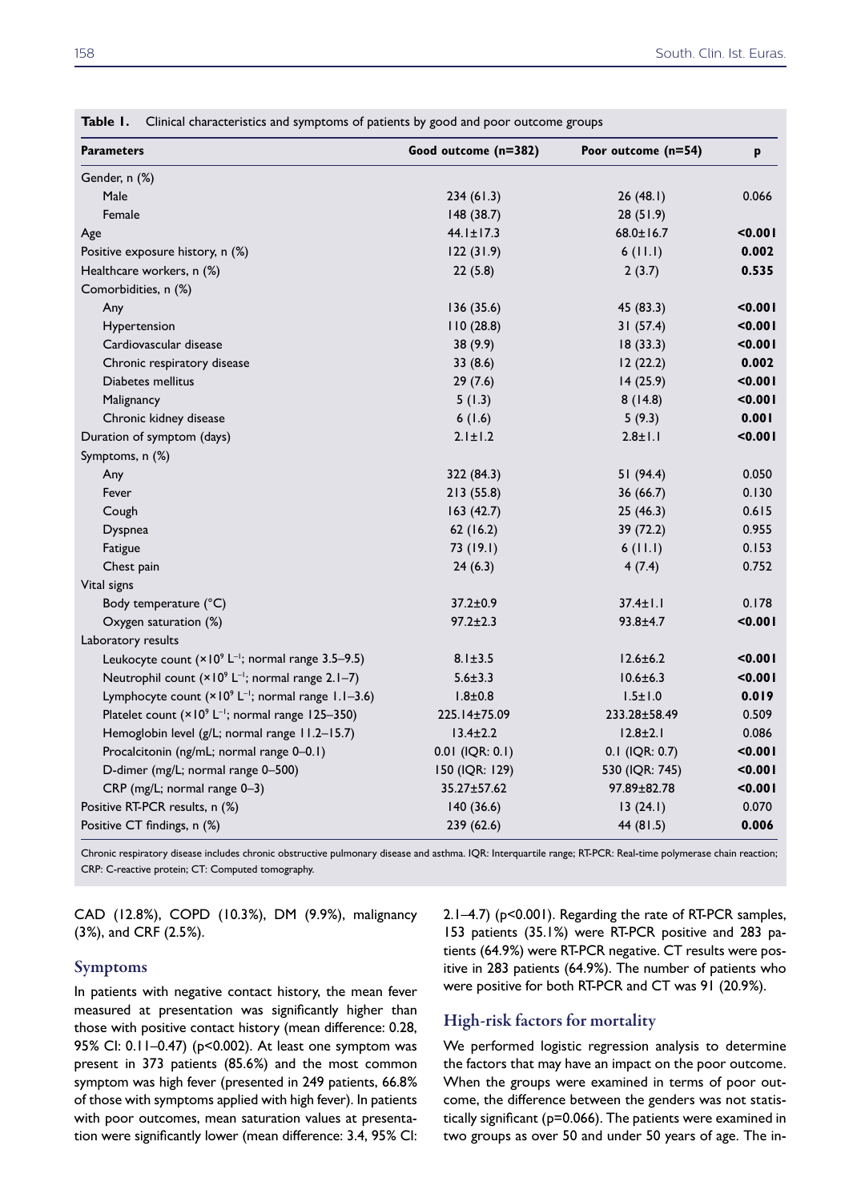**Table 1.** Clinical characteristics and symptoms of patients by good and poor outcome groups

| Parameters | Good outcome (n=382) | Poor outcome (n=54) | p |
|---|---|---|---|
| Gender, n (%) | | | |
| Male | 234 (61.3) | 26 (48.1) | 0.066 |
| Female | 148 (38.7) | 28 (51.9) | |
| Age | 44.1±17.3 | 68.0±16.7 | **<0.001** |
| Positive exposure history, n (%) | 122 (31.9) | 6 (11.1) | **0.002** |
| Healthcare workers, n (%) | 22 (5.8) | 2 (3.7) | **0.535** |
| Comorbidities, n (%) | | | |
| Any | 136 (35.6) | 45 (83.3) | **<0.001** |
| Hypertension | 110 (28.8) | 31 (57.4) | **<0.001** |
| Cardiovascular disease | 38 (9.9) | 18 (33.3) | **<0.001** |
| Chronic respiratory disease | 33 (8.6) | 12 (22.2) | **0.002** |
| Diabetes mellitus | 29 (7.6) | 14 (25.9) | **<0.001** |
| Malignancy | 5 (1.3) | 8 (14.8) | **<0.001** |
| Chronic kidney disease | 6 (1.6) | 5 (9.3) | **0.001** |
| Duration of symptom (days) | 2.1±1.2 | 2.8±1.1 | **<0.001** |
| Symptoms, n (%) | | | |
| Any | 322 (84.3) | 51 (94.4) | 0.050 |
| Fever | 213 (55.8) | 36 (66.7) | 0.130 |
| Cough | 163 (42.7) | 25 (46.3) | 0.615 |
| Dyspnea | 62 (16.2) | 39 (72.2) | 0.955 |
| Fatigue | 73 (19.1) | 6 (11.1) | 0.153 |
| Chest pain | 24 (6.3) | 4 (7.4) | 0.752 |
| Vital signs | | | |
| Body temperature (°C) | 37.2±0.9 | 37.4±1.1 | 0.178 |
| Oxygen saturation (%) | 97.2±2.3 | 93.8±4.7 | **<0.001** |
| Laboratory results | | | |
| Leukocyte count ($\times 10^9$ $L^{-1}$; normal range 3.5–9.5) | 8.1±3.5 | 12.6±6.2 | **<0.001** |
| Neutrophil count ($\times 10^9$ $L^{-1}$; normal range 2.1–7) | 5.6±3.3 | 10.6±6.3 | **<0.001** |
| Lymphocyte count ($\times 10^9$ $L^{-1}$; normal range 1.1–3.6) | 1.8±0.8 | 1.5±1.0 | **0.019** |
| Platelet count ($\times 10^9$ $L^{-1}$; normal range 125–350) | 225.14±75.09 | 233.28±58.49 | 0.509 |
| Hemoglobin level (g/L; normal range 11.2–15.7) | 13.4±2.2 | 12.8±2.1 | 0.086 |
| Procalcitonin (ng/mL; normal range 0–0.1) | 0.01 (IQR: 0.1) | 0.1 (IQR: 0.7) | **<0.001** |
| D-dimer (mg/L; normal range 0–500) | 150 (IQR: 129) | 530 (IQR: 745) | **<0.001** |
| CRP (mg/L; normal range 0–3) | 35.27±57.62 | 97.89±82.78 | **<0.001** |
| Positive RT-PCR results, n (%) | 140 (36.6) | 13 (24.1) | 0.070 |
| Positive CT findings, n (%) | 239 (62.6) | 44 (81.5) | **0.006** |

Chronic respiratory disease includes chronic obstructive pulmonary disease and asthma. IQR: Interquartile range; RT-PCR: Real-time polymerase chain reaction; CRP: C-reactive protein; CT: Computed tomography.

CAD (12.8%), COPD (10.3%), DM (9.9%), malignancy (3%), and CRF (2.5%).

## Symptoms

In patients with negative contact history, the mean fever measured at presentation was significantly higher than those with positive contact history (mean difference: 0.28, 95% CI: 0.11–0.47) (p<0.002). At least one symptom was present in 373 patients (85.6%) and the most common symptom was high fever (presented in 249 patients, 66.8% of those with symptoms applied with high fever). In patients with poor outcomes, mean saturation values at presentation were significantly lower (mean difference: 3.4, 95% CI: 2.1–4.7) (p<0.001). Regarding the rate of RT-PCR samples, 153 patients (35.1%) were RT-PCR positive and 283 patients (64.9%) were RT-PCR negative. CT results were positive in 283 patients (64.9%). The number of patients who were positive for both RT-PCR and CT was 91 (20.9%).

## High-risk factors for mortality

We performed logistic regression analysis to determine the factors that may have an impact on the poor outcome. When the groups were examined in terms of poor outcome, the difference between the genders was not statistically significant (p=0.066). The patients were examined in two groups as over 50 and under 50 years of age. The in-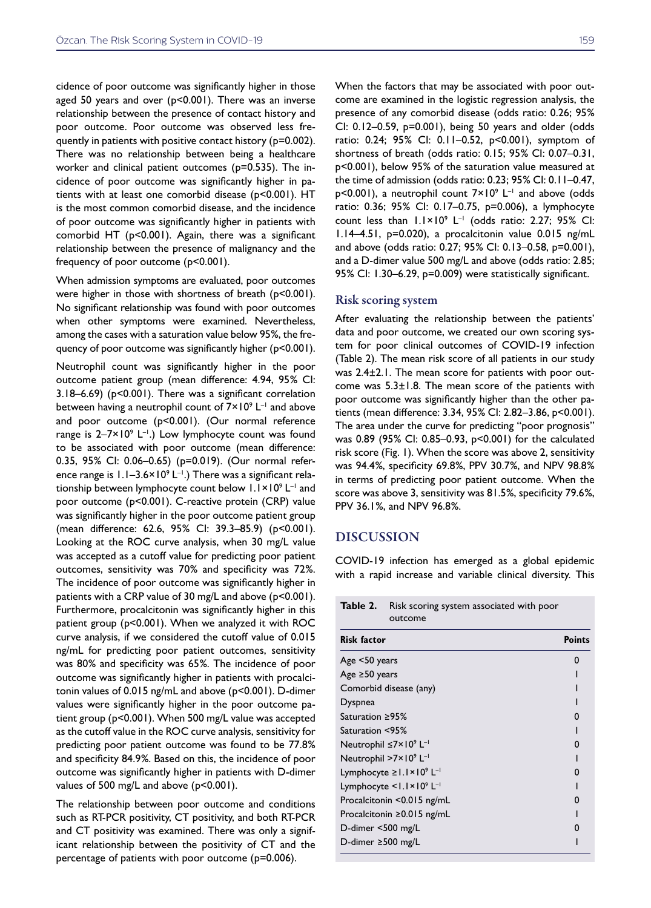cidence of poor outcome was significantly higher in those aged 50 years and over (p<0.001). There was an inverse relationship between the presence of contact history and poor outcome. Poor outcome was observed less frequently in patients with positive contact history (p=0.002). There was no relationship between being a healthcare worker and clinical patient outcomes (p=0.535). The incidence of poor outcome was significantly higher in patients with at least one comorbid disease (p<0.001). HT is the most common comorbid disease, and the incidence of poor outcome was significantly higher in patients with comorbid HT (p<0.001). Again, there was a significant relationship between the presence of malignancy and the frequency of poor outcome (p<0.001).

When admission symptoms are evaluated, poor outcomes were higher in those with shortness of breath (p<0.001). No significant relationship was found with poor outcomes when other symptoms were examined. Nevertheless, among the cases with a saturation value below 95%, the frequency of poor outcome was significantly higher (p<0.001).

Neutrophil count was significantly higher in the poor outcome patient group (mean difference: 4.94, 95% CI: 3.18–6.69) (p<0.001). There was a significant correlation between having a neutrophil count of $7\times10^9$ $L^{-1}$ and above and poor outcome (p<0.001). (Our normal reference range is 2–$7\times10^9$ $L^{-1}$.) Low lymphocyte count was found to be associated with poor outcome (mean difference: 0.35, 95% CI: 0.06–0.65) (p=0.019). (Our normal reference range is 1.1–$3.6\times10^9$ $L^{-1}$.) There was a significant relationship between lymphocyte count below $1.1\times10^9$ $L^{-1}$ and poor outcome (p<0.001). C-reactive protein (CRP) value was significantly higher in the poor outcome patient group (mean difference: 62.6, 95% CI: 39.3–85.9) (p<0.001). Looking at the ROC curve analysis, when 30 mg/L value was accepted as a cutoff value for predicting poor patient outcomes, sensitivity was 70% and specificity was 72%. The incidence of poor outcome was significantly higher in patients with a CRP value of 30 mg/L and above (p<0.001). Furthermore, procalcitonin was significantly higher in this patient group (p<0.001). When we analyzed it with ROC curve analysis, if we considered the cutoff value of 0.015 ng/mL for predicting poor patient outcomes, sensitivity was 80% and specificity was 65%. The incidence of poor outcome was significantly higher in patients with procalcitonin values of 0.015 ng/mL and above (p<0.001). D-dimer values were significantly higher in the poor outcome patient group (p<0.001). When 500 mg/L value was accepted as the cutoff value in the ROC curve analysis, sensitivity for predicting poor patient outcome was found to be 77.8% and specificity 84.9%. Based on this, the incidence of poor outcome was significantly higher in patients with D-dimer values of 500 mg/L and above (p<0.001).

The relationship between poor outcome and conditions such as RT-PCR positivity, CT positivity, and both RT-PCR and CT positivity was examined. There was only a significant relationship between the positivity of CT and the percentage of patients with poor outcome (p=0.006).

When the factors that may be associated with poor outcome are examined in the logistic regression analysis, the presence of any comorbid disease (odds ratio: 0.26; 95% CI: 0.12–0.59, p=0.001), being 50 years and older (odds ratio: 0.24; 95% CI: 0.11–0.52, p<0.001), symptom of shortness of breath (odds ratio: 0.15; 95% CI: 0.07–0.31, p<0.001), below 95% of the saturation value measured at the time of admission (odds ratio: 0.23; 95% CI: 0.11–0.47, p<0.001), a neutrophil count $7\times10^9$ $L^{-1}$ and above (odds ratio: 0.36; 95% CI: 0.17–0.75, p=0.006), a lymphocyte count less than $1.1\times10^9$ $L^{-1}$ (odds ratio: 2.27; 95% CI: 1.14–4.51, p=0.020), a procalcitonin value 0.015 ng/mL and above (odds ratio: 0.27; 95% CI: 0.13–0.58, p=0.001), and a D-dimer value 500 mg/L and above (odds ratio: 2.85; 95% CI: 1.30–6.29, p=0.009) were statistically significant.

### Risk scoring system

After evaluating the relationship between the patients' data and poor outcome, we created our own scoring system for poor clinical outcomes of COVID-19 infection (Table 2). The mean risk score of all patients in our study was 2.4±2.1. The mean score for patients with poor outcome was 5.3±1.8. The mean score of the patients with poor outcome was significantly higher than the other patients (mean difference: 3.34, 95% CI: 2.82–3.86, p<0.001). The area under the curve for predicting "poor prognosis" was 0.89 (95% CI: 0.85–0.93, p<0.001) for the calculated risk score (Fig. 1). When the score was above 2, sensitivity was 94.4%, specificity 69.8%, PPV 30.7%, and NPV 98.8% in terms of predicting poor patient outcome. When the score was above 3, sensitivity was 81.5%, specificity 79.6%, PPV 36.1%, and NPV 96.8%.

## DISCUSSION

COVID-19 infection has emerged as a global epidemic with a rapid increase and variable clinical diversity. This

**Table 2.** Risk scoring system associated with poor outcome

| Risk factor | Points |
|---|---|
| Age <50 years | 0 |
| Age ≥50 years | 1 |
| Comorbid disease (any) | 1 |
| Dyspnea | 1 |
| Saturation ≥95% | 0 |
| Saturation <95% | 1 |
| Neutrophil ≤$7\times10^9$ $L^{-1}$ | 0 |
| Neutrophil >$7\times10^9$ $L^{-1}$ | 1 |
| Lymphocyte ≥$1.1\times10^9$ $L^{-1}$ | 0 |
| Lymphocyte <$1.1\times10^9$ $L^{-1}$ | 1 |
| Procalcitonin <0.015 ng/mL | 0 |
| Procalcitonin ≥0.015 ng/mL | 1 |
| D-dimer <500 mg/L | 0 |
| D-dimer ≥500 mg/L | 1 |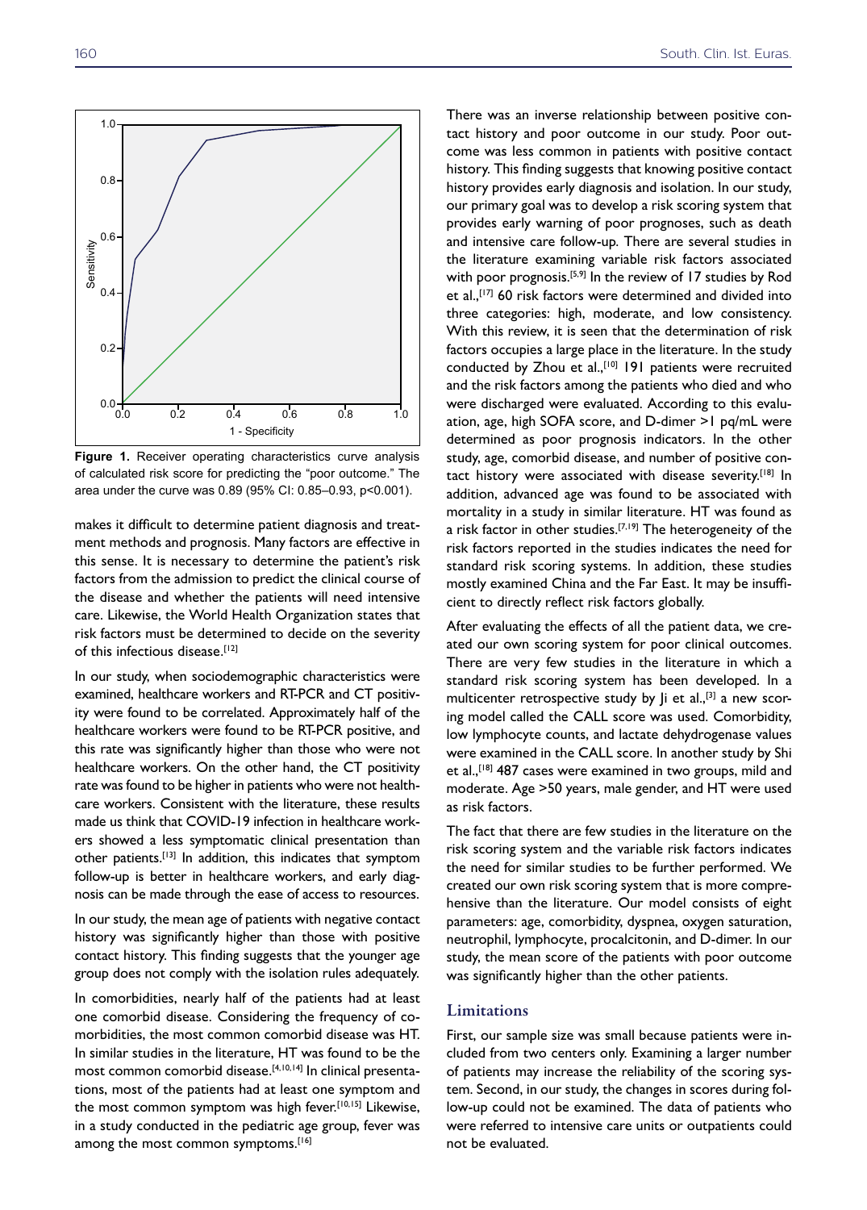Figure 1. Receiver operating characteristics curve analysis of calculated risk score for predicting the "poor outcome." The area under the curve was 0.89 (95% CI: 0.85–0.93, p<0.001).

makes it difficult to determine patient diagnosis and treatment methods and prognosis. Many factors are effective in this sense. It is necessary to determine the patient's risk factors from the admission to predict the clinical course of the disease and whether the patients will need intensive care. Likewise, the World Health Organization states that risk factors must be determined to decide on the severity of this infectious disease.[12]

In our study, when sociodemographic characteristics were examined, healthcare workers and RT-PCR and CT positivity were found to be correlated. Approximately half of the healthcare workers were found to be RT-PCR positive, and this rate was significantly higher than those who were not healthcare workers. On the other hand, the CT positivity rate was found to be higher in patients who were not healthcare workers. Consistent with the literature, these results made us think that COVID-19 infection in healthcare workers showed a less symptomatic clinical presentation than other patients.[13] In addition, this indicates that symptom follow-up is better in healthcare workers, and early diagnosis can be made through the ease of access to resources.

In our study, the mean age of patients with negative contact history was significantly higher than those with positive contact history. This finding suggests that the younger age group does not comply with the isolation rules adequately.

In comorbidities, nearly half of the patients had at least one comorbid disease. Considering the frequency of comorbidities, the most common comorbid disease was HT. In similar studies in the literature, HT was found to be the most common comorbid disease.[4,10,14] In clinical presentations, most of the patients had at least one symptom and the most common symptom was high fever.[10,15] Likewise, in a study conducted in the pediatric age group, fever was among the most common symptoms.[16]

There was an inverse relationship between positive contact history and poor outcome in our study. Poor outcome was less common in patients with positive contact history. This finding suggests that knowing positive contact history provides early diagnosis and isolation. In our study, our primary goal was to develop a risk scoring system that provides early warning of poor prognoses, such as death and intensive care follow-up. There are several studies in the literature examining variable risk factors associated with poor prognosis.[5,9] In the review of 17 studies by Rod et al.,[17] 60 risk factors were determined and divided into three categories: high, moderate, and low consistency. With this review, it is seen that the determination of risk factors occupies a large place in the literature. In the study conducted by Zhou et al.,[10] 191 patients were recruited and the risk factors among the patients who died and who were discharged were evaluated. According to this evaluation, age, high SOFA score, and D-dimer >1 pq/mL were determined as poor prognosis indicators. In the other study, age, comorbid disease, and number of positive contact history were associated with disease severity.[18] In addition, advanced age was found to be associated with mortality in a study in similar literature. HT was found as a risk factor in other studies.[7,19] The heterogeneity of the risk factors reported in the studies indicates the need for standard risk scoring systems. In addition, these studies mostly examined China and the Far East. It may be insufficient to directly reflect risk factors globally.

After evaluating the effects of all the patient data, we created our own scoring system for poor clinical outcomes. There are very few studies in the literature in which a standard risk scoring system has been developed. In a multicenter retrospective study by Ji et al.,[3] a new scoring model called the CALL score was used. Comorbidity, low lymphocyte counts, and lactate dehydrogenase values were examined in the CALL score. In another study by Shi et al.,[18] 487 cases were examined in two groups, mild and moderate. Age >50 years, male gender, and HT were used as risk factors.

The fact that there are few studies in the literature on the risk scoring system and the variable risk factors indicates the need for similar studies to be further performed. We created our own risk scoring system that is more comprehensive than the literature. Our model consists of eight parameters: age, comorbidity, dyspnea, oxygen saturation, neutrophil, lymphocyte, procalcitonin, and D-dimer. In our study, the mean score of the patients with poor outcome was significantly higher than the other patients.

## Limitations

First, our sample size was small because patients were included from two centers only. Examining a larger number of patients may increase the reliability of the scoring system. Second, in our study, the changes in scores during follow-up could not be examined. The data of patients who were referred to intensive care units or outpatients could not be evaluated.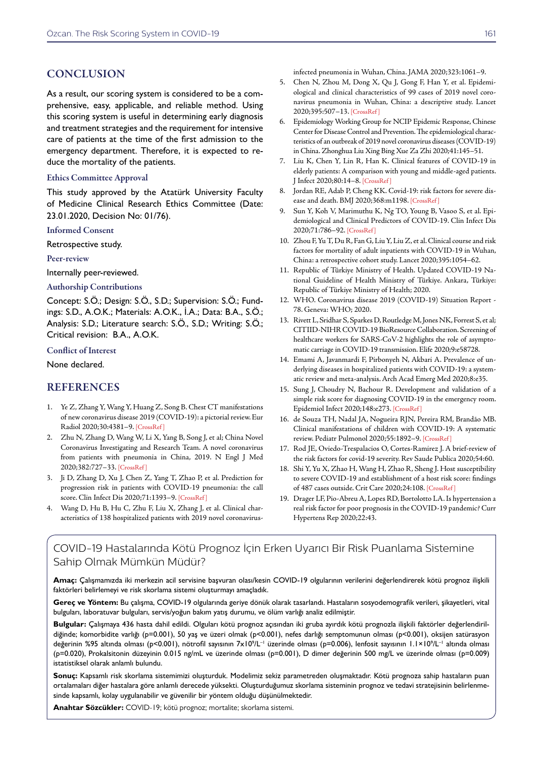## CONCLUSION

As a result, our scoring system is considered to be a comprehensive, easy, applicable, and reliable method. Using this scoring system is useful in determining early diagnosis and treatment strategies and the requirement for intensive care of patients at the time of the first admission to the emergency department. Therefore, it is expected to reduce the mortality of the patients.

### Ethics Committee Approval

This study approved by the Atatürk University Faculty of Medicine Clinical Research Ethics Committee (Date: 23.01.2020, Decision No: 01/76).

### Informed Consent

Retrospective study.

### Peer-review

Internally peer-reviewed.

### Authorship Contributions

Concept: S.Ö.; Design: S.Ö., S.D.; Supervision: S.Ö.; Fundings: S.D., A.O.K.; Materials: A.O.K., İ.A.; Data: B.A., S.Ö.; Analysis: S.D.; Literature search: S.Ö., S.D.; Writing: S.Ö.; Critical revision: B.A., A.O.K.

### Conflict of Interest

None declared.

## REFERENCES

1. Ye Z, Zhang Y, Wang Y, Huang Z, Song B. Chest CT manifestations of new coronavirus disease 2019 (COVID-19): a pictorial review. Eur Radiol 2020;30:4381–9. [CrossRef]
2. Zhu N, Zhang D, Wang W, Li X, Yang B, Song J, et al; China Novel Coronavirus Investigating and Research Team. A novel coronavirus from patients with pneumonia in China, 2019. N Engl J Med 2020;382:727–33. [CrossRef]
3. Ji D, Zhang D, Xu J, Chen Z, Yang T, Zhao P, et al. Prediction for progression risk in patients with COVID-19 pneumonia: the call score. Clin Infect Dis 2020;71:1393–9. [CrossRef]
4. Wang D, Hu B, Hu C, Zhu F, Liu X, Zhang J, et al. Clinical characteristics of 138 hospitalized patients with 2019 novel coronavirus-infected pneumonia in Wuhan, China. JAMA 2020;323:1061–9.
5. Chen N, Zhou M, Dong X, Qu J, Gong F, Han Y, et al. Epidemiological and clinical characteristics of 99 cases of 2019 novel coronavirus pneumonia in Wuhan, China: a descriptive study. Lancet 2020;395:507–13. [CrossRef]
6. Epidemiology Working Group for NCIP Epidemic Response, Chinese Center for Disease Control and Prevention. The epidemiological characteristics of an outbreak of 2019 novel coronavirus diseases (COVID-19) in China. Zhonghua Liu Xing Bing Xue Za Zhi 2020;41:145–51.
7. Liu K, Chen Y, Lin R, Han K. Clinical features of COVID-19 in elderly patients: A comparison with young and middle-aged patients. J Infect 2020;80:14–8. [CrossRef]
8. Jordan RE, Adab P, Cheng KK. Covid-19: risk factors for severe disease and death. BMJ 2020;368:m1198. [CrossRef]
9. Sun Y, Koh V, Marimuthu K, Ng TO, Young B, Vasoo S, et al. Epidemiological and Clinical Predictors of COVID-19. Clin Infect Dis 2020;71:786–92. [CrossRef]
10. Zhou F, Yu T, Du R, Fan G, Liu Y, Liu Z, et al. Clinical course and risk factors for mortality of adult inpatients with COVID-19 in Wuhan, China: a retrospective cohort study. Lancet 2020;395:1054–62.
11. Republic of Türkiye Ministry of Health. Updated COVID-19 National Guideline of Health Ministry of Türkiye. Ankara, Türkiye: Republic of Türkiye Ministry of Health; 2020.
12. WHO. Coronavirus disease 2019 (COVID-19) Situation Report - 78. Geneva: WHO; 2020.
13. Rivett L, Sridhar S, Sparkes D, Routledge M, Jones NK, Forrest S, et al; CITIID-NIHR COVID-19 BioResource Collaboration. Screening of healthcare workers for SARS-CoV-2 highlights the role of asymptomatic carriage in COVID-19 transmission. Elife 2020;9:e58728.
14. Emami A, Javanmardi F, Pirbonyeh N, Akbari A. Prevalence of underlying diseases in hospitalized patients with COVID-19: a systematic review and meta-analysis. Arch Acad Emerg Med 2020;8:e35.
15. Sung J, Choudry N, Bachour R. Development and validation of a simple risk score for diagnosing COVID-19 in the emergency room. Epidemiol Infect 2020;148:e273. [CrossRef]
16. de Souza TH, Nadal JA, Nogueira RJN, Pereira RM, Brandão MB. Clinical manifestations of children with COVID-19: A systematic review. Pediatr Pulmonol 2020;55:1892–9. [CrossRef]
17. Rod JE, Oviedo-Trespalacios O, Cortes-Ramirez J. A brief-review of the risk factors for covid-19 severity. Rev Saude Publica 2020;54:60.
18. Shi Y, Yu X, Zhao H, Wang H, Zhao R, Sheng J. Host susceptibility to severe COVID-19 and establishment of a host risk score: findings of 487 cases outside. Crit Care 2020;24:108. [CrossRef]
19. Drager LF, Pio-Abreu A, Lopes RD, Bortolotto LA. Is hypertension a real risk factor for poor prognosis in the COVID-19 pandemic? Curr Hypertens Rep 2020;22:43.

## COVID-19 Hastalarında Kötü Prognoz İçin Erken Uyarıcı Bir Risk Puanlama Sistemine Sahip Olmak Mümkün Müdür?

**Amaç:** Çalışmamızda iki merkezin acil servisine başvuran olası/kesin COVID-19 olgularının verilerini değerlendirerek kötü prognoz ilişkili faktörleri belirlemeyi ve risk skorlama sistemi oluşturmayı amaçladık.

**Gereç ve Yöntem:** Bu çalışma, COVID-19 olgularında geriye dönük olarak tasarlandı. Hastaların sosyodemografik verileri, şikayetleri, vital bulguları, laboratuvar bulguları, servis/yoğun bakım yatış durumu, ve ölüm varlığı analiz edilmiştir.

**Bulgular:** Çalışmaya 436 hasta dahil edildi. Olguları kötü prognoz açısından iki gruba ayırdık kötü prognozla ilişkili faktörler değerlendirildiğinde; komorbidite varlığı (p=0.001), 50 yaş ve üzeri olmak (p<0.001), nefes darlığı semptomunun olması (p<0.001), oksijen satürasyon değerinin %95 altında olması (p<0.001), nötrofil sayısının $7\times10^9/L^{-1}$ üzerinde olması (p=0.006), lenfosit sayısının $1.1\times10^9/L^{-1}$ altında olması (p=0.020), Prokalsitonin düzeyinin 0.015 ng/mL ve üzerinde olması (p=0.001), D dimer değerinin 500 mg/L ve üzerinde olması (p=0.009) istatistiksel olarak anlamlı bulundu.

**Sonuç:** Kapsamlı risk skorlama sistemimizi oluşturduk. Modelimiz sekiz parametreden oluşmaktadır. Kötü prognoza sahip hastaların puan ortalamaları diğer hastalara göre anlamlı derecede yüksekti. Oluşturduğumuz skorlama sisteminin prognoz ve tedavi stratejisinin belirlenmesinde kapsamlı, kolay uygulanabilir ve güvenilir bir yöntem olduğu düşünülmektedir.

**Anahtar Sözcükler:** COVID-19; kötü prognoz; mortalite; skorlama sistemi.